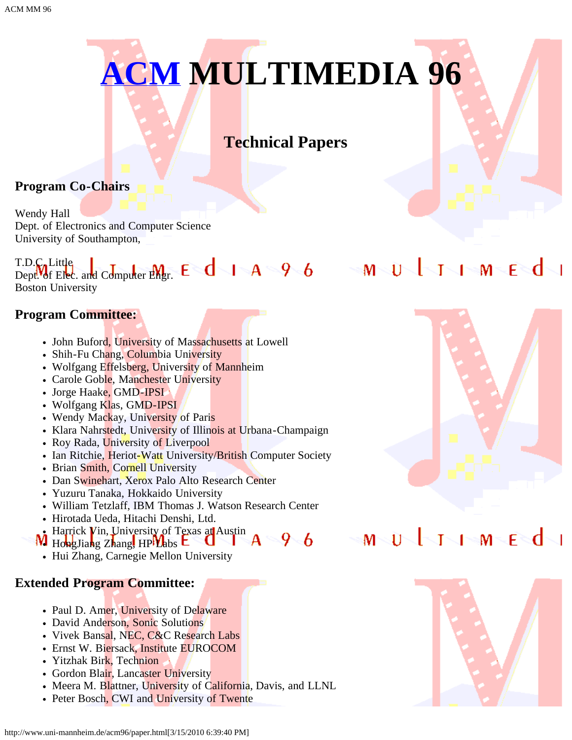# ACM MULTIMEDIA 96

## Technical Papers

### Program Co-Chairs

Wendy Hall
Dept. of Electronics and Computer Science
University of Southampton,

T.D.C. Little
Dept. of Elec. and Computer Engr.
Boston University

### Program Committee:

- John Buford, University of Massachusetts at Lowell
- Shih-Fu Chang, Columbia University
- Wolfgang Effelsberg, University of Mannheim
- Carole Goble, Manchester University
- Jorge Haake, GMD-IPSI
- Wolfgang Klas, GMD-IPSI
- Wendy Mackay, University of Paris
- Klara Nahrstedt, University of Illinois at Urbana-Champaign
- Roy Rada, University of Liverpool
- Ian Ritchie, Heriot-Watt University/British Computer Society
- Brian Smith, Cornell University
- Dan Swinehart, Xerox Palo Alto Research Center
- Yuzuru Tanaka, Hokkaido University
- William Tetzlaff, IBM Thomas J. Watson Research Center
- Hirotada Ueda, Hitachi Denshi, Ltd.
- Harrick Vin, University of Texas at Austin
- HongJiang Zhang, HP Labs
- Hui Zhang, Carnegie Mellon University

### Extended Program Committee:

- Paul D. Amer, University of Delaware
- David Anderson, Sonic Solutions
- Vivek Bansal, NEC, C&C Research Labs
- Ernst W. Biersack, Institute EUROCOM
- Yitzhak Birk, Technion
- Gordon Blair, Lancaster University
- Meera M. Blattner, University of California, Davis, and LLNL
- Peter Bosch, CWI and University of Twente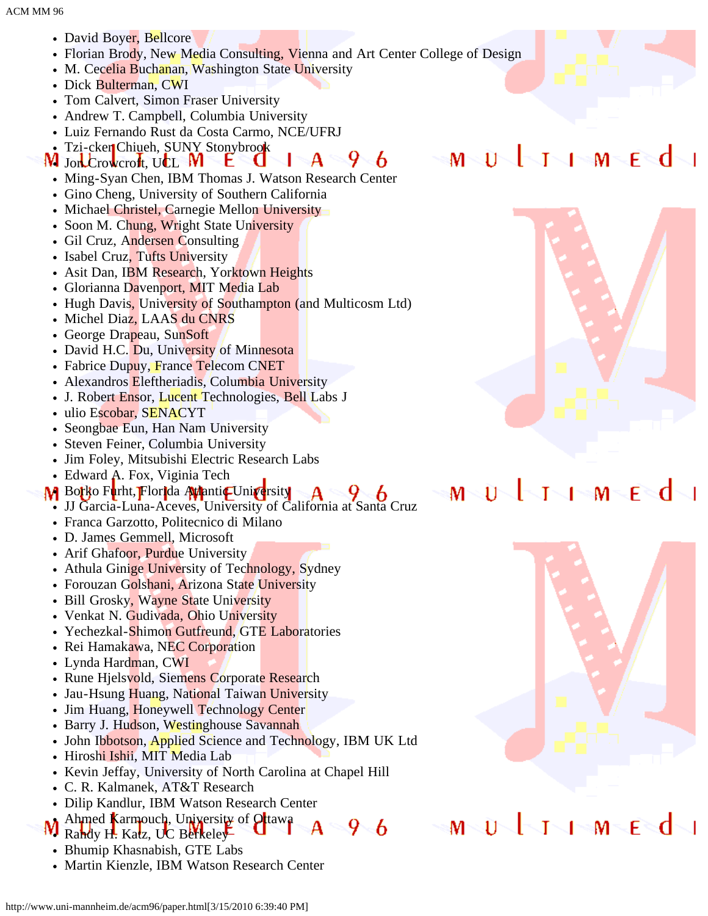- David Boyer, Bellcore
- Florian Brody, New Media Consulting, Vienna and Art Center College of Design
- M. Cecelia Buchanan, Washington State University
- Dick Bulterman, CWI
- Tom Calvert, Simon Fraser University
- Andrew T. Campbell, Columbia University
- Luiz Fernando Rust da Costa Carmo, NCE/UFRJ
- Tzi-cker Chiueh, SUNY Stonybrook
- Jon Crowcroft, UCL
- Ming-Syan Chen, IBM Thomas J. Watson Research Center
- Gino Cheng, University of Southern California
- Michael Christel, Carnegie Mellon University
- Soon M. Chung, Wright State University
- Gil Cruz, Andersen Consulting
- Isabel Cruz, Tufts University
- Asit Dan, IBM Research, Yorktown Heights
- Glorianna Davenport, MIT Media Lab
- Hugh Davis, University of Southampton (and Multicosm Ltd)
- Michel Diaz, LAAS du CNRS
- George Drapeau, SunSoft
- David H.C. Du, University of Minnesota
- Fabrice Dupuy, France Telecom CNET
- Alexandros Eleftheriadis, Columbia University
- J. Robert Ensor, Lucent Technologies, Bell Labs J
- ulio Escobar, SENACYT
- Seongbae Eun, Han Nam University
- Steven Feiner, Columbia University
- Jim Foley, Mitsubishi Electric Research Labs
- Edward A. Fox, Viginia Tech
- Borko Furht, Florida Atlantic University
- JJ Garcia-Luna-Aceves, University of California at Santa Cruz
- Franca Garzotto, Politecnico di Milano
- D. James Gemmell, Microsoft
- Arif Ghafoor, Purdue University
- Athula Ginige University of Technology, Sydney
- Forouzan Golshani, Arizona State University
- Bill Grosky, Wayne State University
- Venkat N. Gudivada, Ohio University
- Yechezkal-Shimon Gutfreund, GTE Laboratories
- Rei Hamakawa, NEC Corporation
- Lynda Hardman, CWI
- Rune Hjelsvold, Siemens Corporate Research
- Jau-Hsung Huang, National Taiwan University
- Jim Huang, Honeywell Technology Center
- Barry J. Hudson, Westinghouse Savannah
- John Ibbotson, Applied Science and Technology, IBM UK Ltd
- Hiroshi Ishii, MIT Media Lab
- Kevin Jeffay, University of North Carolina at Chapel Hill
- C. R. Kalmanek, AT&T Research
- Dilip Kandlur, IBM Watson Research Center
- Ahmed Karmouch, University of Ottawa
- Randy H. Katz, UC Berkeley
- Bhumip Khasnabish, GTE Labs
- Martin Kienzle, IBM Watson Research Center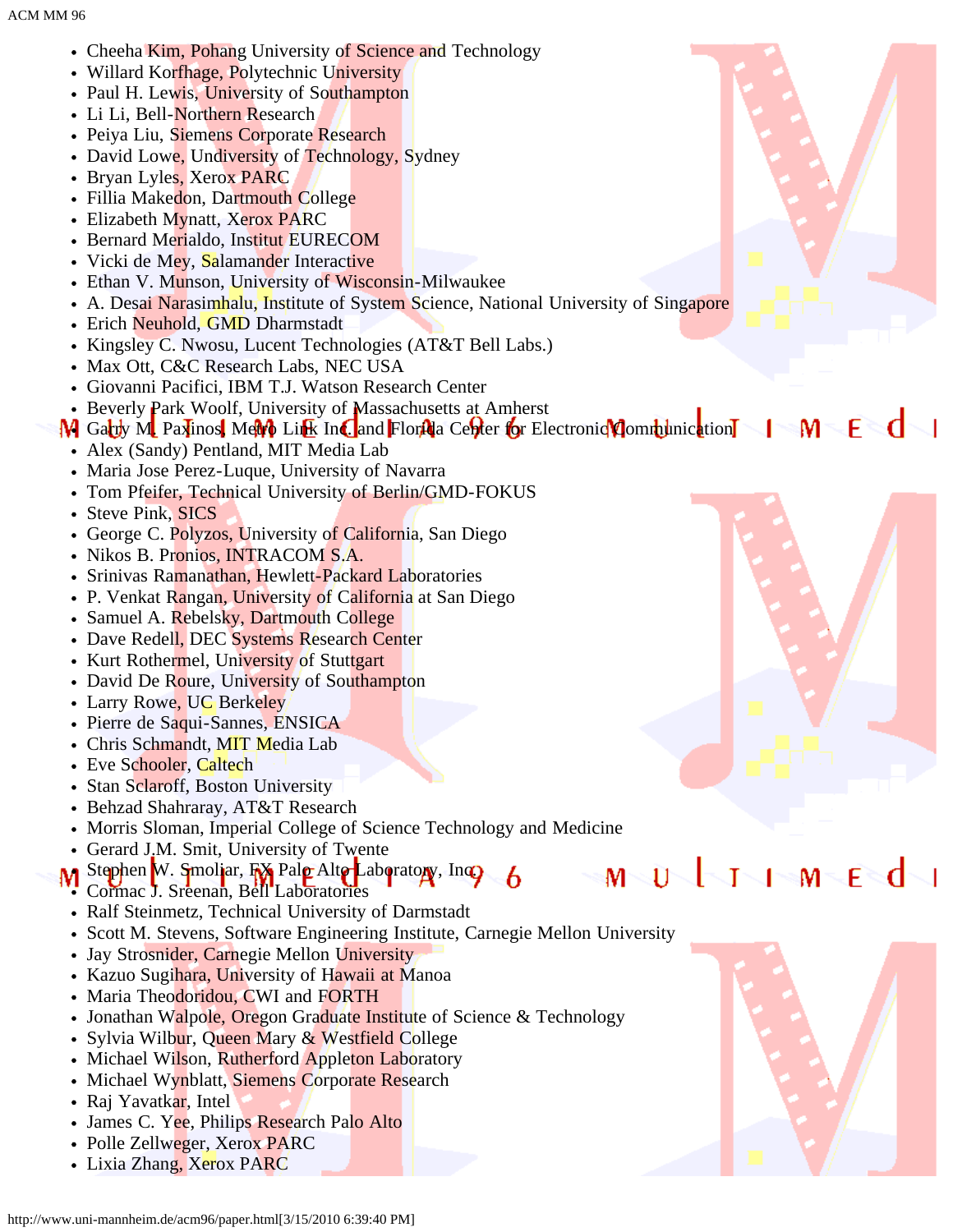- Cheeha Kim, Pohang University of Science and Technology
- Willard Korfhage, Polytechnic University
- Paul H. Lewis, University of Southampton
- Li Li, Bell-Northern Research
- Peiya Liu, Siemens Corporate Research
- David Lowe, Undiversity of Technology, Sydney
- Bryan Lyles, Xerox PARC
- Fillia Makedon, Dartmouth College
- Elizabeth Mynatt, Xerox PARC
- Bernard Merialdo, Institut EURECOM
- Vicki de Mey, Salamander Interactive
- Ethan V. Munson, University of Wisconsin-Milwaukee
- A. Desai Narasimhalu, Institute of System Science, National University of Singapore
- Erich Neuhold, GMD Dharmstadt
- Kingsley C. Nwosu, Lucent Technologies (AT&T Bell Labs.)
- Max Ott, C&C Research Labs, NEC USA
- Giovanni Pacifici, IBM T.J. Watson Research Center
- Beverly Park Woolf, University of Massachusetts at Amherst
- Garry M. Paxinos, Metro Link Inc. and Florida Center for Electronic Communication
- Alex (Sandy) Pentland, MIT Media Lab
- Maria Jose Perez-Luque, University of Navarra
- Tom Pfeifer, Technical University of Berlin/GMD-FOKUS
- Steve Pink, SICS
- George C. Polyzos, University of California, San Diego
- Nikos B. Pronios, INTRACOM S.A.
- Srinivas Ramanathan, Hewlett-Packard Laboratories
- P. Venkat Rangan, University of California at San Diego
- Samuel A. Rebelsky, Dartmouth College
- Dave Redell, DEC Systems Research Center
- Kurt Rothermel, University of Stuttgart
- David De Roure, University of Southampton
- Larry Rowe, UC Berkeley
- Pierre de Saqui-Sannes, ENSICA
- Chris Schmandt, MIT Media Lab
- Eve Schooler, Caltech
- Stan Sclaroff, Boston University
- Behzad Shahraray, AT&T Research
- Morris Sloman, Imperial College of Science Technology and Medicine
- Gerard J.M. Smit, University of Twente
- Stephen W. Smoliar, FX Palo Alto Laboratory, Inc.
- Cormac J. Sreenan, Bell Laboratories
- Ralf Steinmetz, Technical University of Darmstadt
- Scott M. Stevens, Software Engineering Institute, Carnegie Mellon University
- Jay Strosnider, Carnegie Mellon University
- Kazuo Sugihara, University of Hawaii at Manoa
- Maria Theodoridou, CWI and FORTH
- Jonathan Walpole, Oregon Graduate Institute of Science & Technology
- Sylvia Wilbur, Queen Mary & Westfield College
- Michael Wilson, Rutherford Appleton Laboratory
- Michael Wynblatt, Siemens Corporate Research
- Raj Yavatkar, Intel
- James C. Yee, Philips Research Palo Alto
- Polle Zellweger, Xerox PARC
- Lixia Zhang, Xerox PARC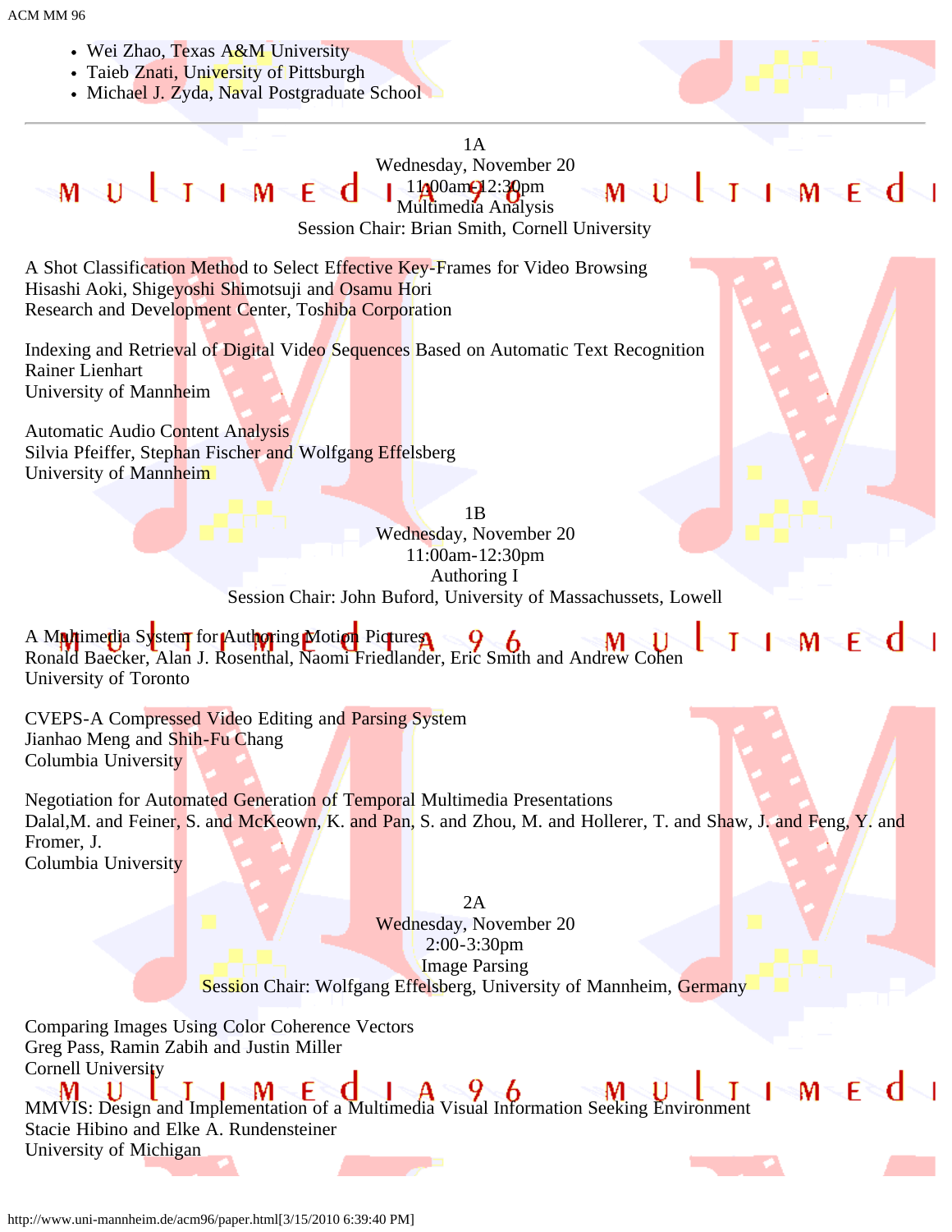- Wei Zhao, Texas A&M University
- Taieb Znati, University of Pittsburgh
- Michael J. Zyda, Naval Postgraduate School

---

1A
Wednesday, November 20
11:00am-12:30pm
Multimedia Analysis
Session Chair: Brian Smith, Cornell University

A Shot Classification Method to Select Effective Key-Frames for Video Browsing
Hisashi Aoki, Shigeyoshi Shimotsuji and Osamu Hori
Research and Development Center, Toshiba Corporation

Indexing and Retrieval of Digital Video Sequences Based on Automatic Text Recognition
Rainer Lienhart
University of Mannheim

Automatic Audio Content Analysis
Silvia Pfeiffer, Stephan Fischer and Wolfgang Effelsberg
University of Mannheim

1B
Wednesday, November 20
11:00am-12:30pm
Authoring I
Session Chair: John Buford, University of Massachussets, Lowell

A Multimedia System for Authoring Motion Pictures
Ronald Baecker, Alan J. Rosenthal, Naomi Friedlander, Eric Smith and Andrew Cohen
University of Toronto

CVEPS-A Compressed Video Editing and Parsing System
Jianhao Meng and Shih-Fu Chang
Columbia University

Negotiation for Automated Generation of Temporal Multimedia Presentations
Dalal,M. and Feiner, S. and McKeown, K. and Pan, S. and Zhou, M. and Hollerer, T. and Shaw, J. and Feng, Y. and Fromer, J.
Columbia University

2A
Wednesday, November 20
2:00-3:30pm
Image Parsing
Session Chair: Wolfgang Effelsberg, University of Mannheim, Germany

Comparing Images Using Color Coherence Vectors
Greg Pass, Ramin Zabih and Justin Miller
Cornell University

MMVIS: Design and Implementation of a Multimedia Visual Information Seeking Environment
Stacie Hibino and Elke A. Rundensteiner
University of Michigan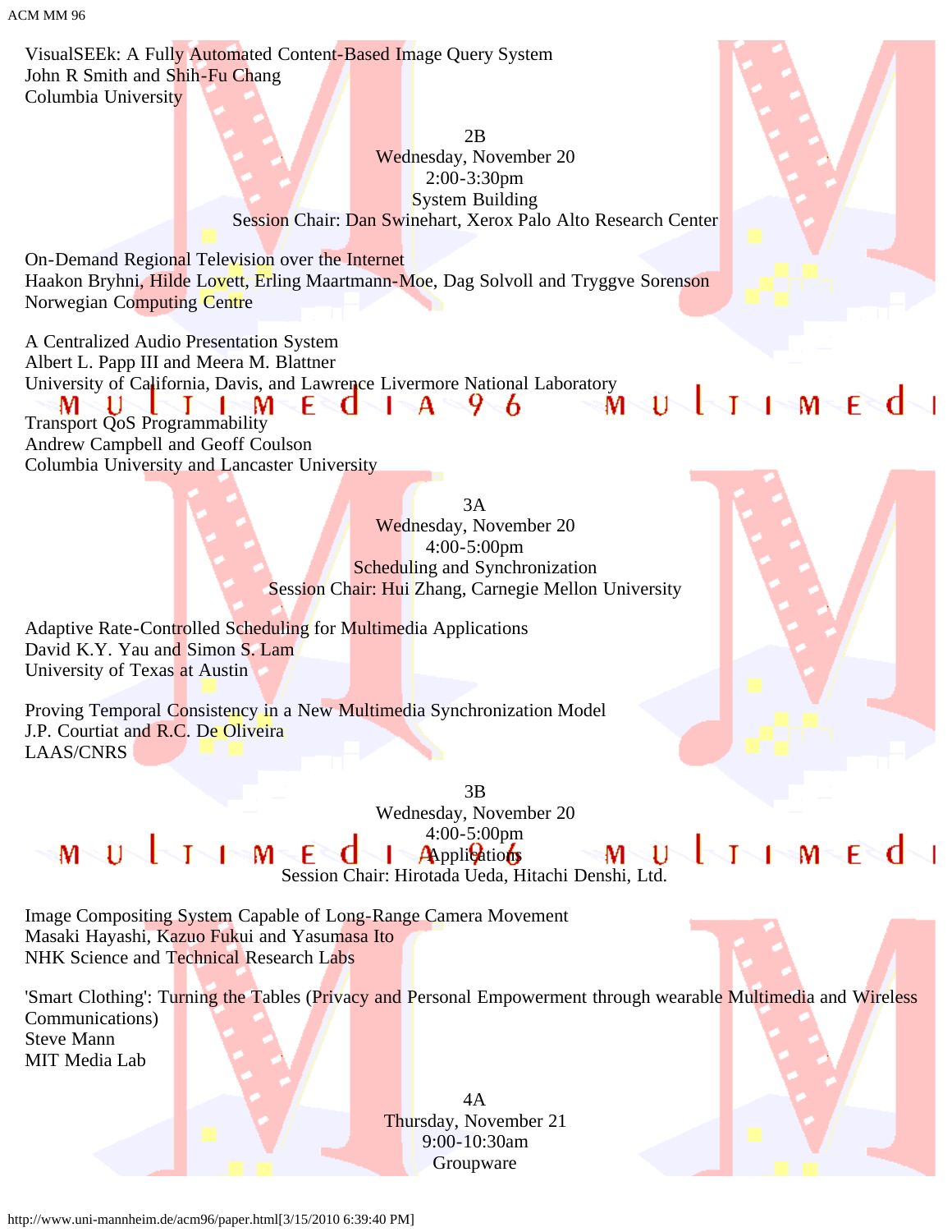VisualSEEk: A Fully Automated Content-Based Image Query System
John R Smith and Shih-Fu Chang
Columbia University

2B
Wednesday, November 20
2:00-3:30pm
System Building
Session Chair: Dan Swinehart, Xerox Palo Alto Research Center

On-Demand Regional Television over the Internet
Haakon Bryhni, Hilde Lovett, Erling Maartmann-Moe, Dag Solvoll and Tryggve Sorenson
Norwegian Computing Centre

A Centralized Audio Presentation System
Albert L. Papp III and Meera M. Blattner
University of California, Davis, and Lawrence Livermore National Laboratory

Transport QoS Programmability
Andrew Campbell and Geoff Coulson
Columbia University and Lancaster University

3A
Wednesday, November 20
4:00-5:00pm
Scheduling and Synchronization
Session Chair: Hui Zhang, Carnegie Mellon University

Adaptive Rate-Controlled Scheduling for Multimedia Applications
David K.Y. Yau and Simon S. Lam
University of Texas at Austin

Proving Temporal Consistency in a New Multimedia Synchronization Model
J.P. Courtiat and R.C. De Oliveira
LAAS/CNRS

3B
Wednesday, November 20
4:00-5:00pm
Applications
Session Chair: Hirotada Ueda, Hitachi Denshi, Ltd.

Image Compositing System Capable of Long-Range Camera Movement
Masaki Hayashi, Kazuo Fukui and Yasumasa Ito
NHK Science and Technical Research Labs

'Smart Clothing': Turning the Tables (Privacy and Personal Empowerment through wearable Multimedia and Wireless Communications)
Steve Mann
MIT Media Lab

4A
Thursday, November 21
9:00-10:30am
Groupware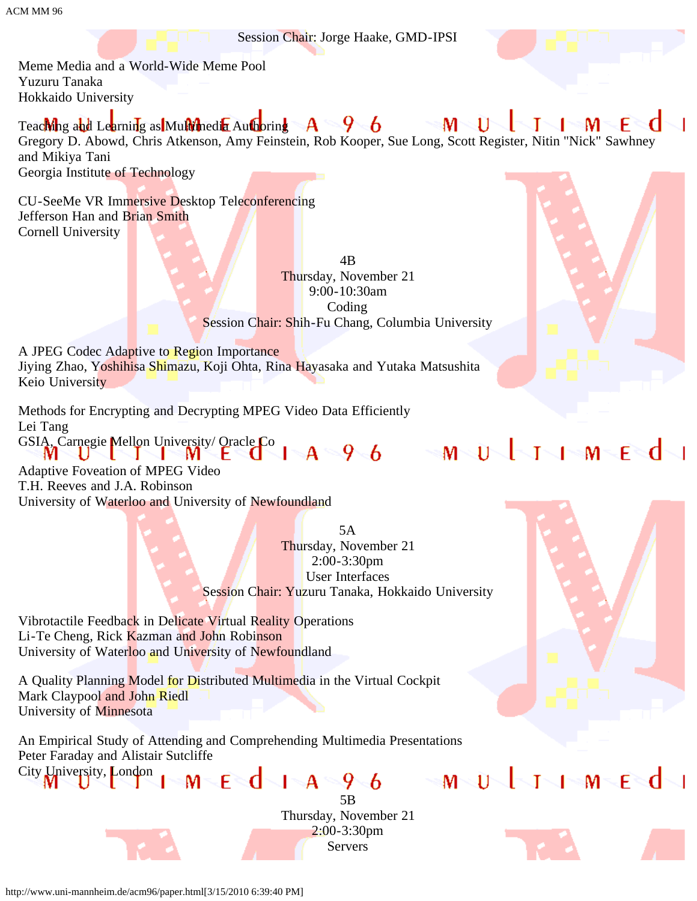Session Chair: Jorge Haake, GMD-IPSI

Meme Media and a World-Wide Meme Pool
Yuzuru Tanaka
Hokkaido University

Teaching and Learning as Multimedia Authoring
Gregory D. Abowd, Chris Atkenson, Amy Feinstein, Rob Kooper, Sue Long, Scott Register, Nitin "Nick" Sawhney and Mikiya Tani
Georgia Institute of Technology

CU-SeeMe VR Immersive Desktop Teleconferencing
Jefferson Han and Brian Smith
Cornell University

4B
Thursday, November 21
9:00-10:30am
Coding
Session Chair: Shih-Fu Chang, Columbia University

A JPEG Codec Adaptive to Region Importance
Jiying Zhao, Yoshihisa Shimazu, Koji Ohta, Rina Hayasaka and Yutaka Matsushita
Keio University

Methods for Encrypting and Decrypting MPEG Video Data Efficiently
Lei Tang
GSIA, Carnegie Mellon University/ Oracle Co

Adaptive Foveation of MPEG Video
T.H. Reeves and J.A. Robinson
University of Waterloo and University of Newfoundland

5A
Thursday, November 21
2:00-3:30pm
User Interfaces
Session Chair: Yuzuru Tanaka, Hokkaido University

Vibrotactile Feedback in Delicate Virtual Reality Operations
Li-Te Cheng, Rick Kazman and John Robinson
University of Waterloo and University of Newfoundland

A Quality Planning Model for Distributed Multimedia in the Virtual Cockpit
Mark Claypool and John Riedl
University of Minnesota

An Empirical Study of Attending and Comprehending Multimedia Presentations
Peter Faraday and Alistair Sutcliffe
City University, London

5B
Thursday, November 21
2:00-3:30pm
Servers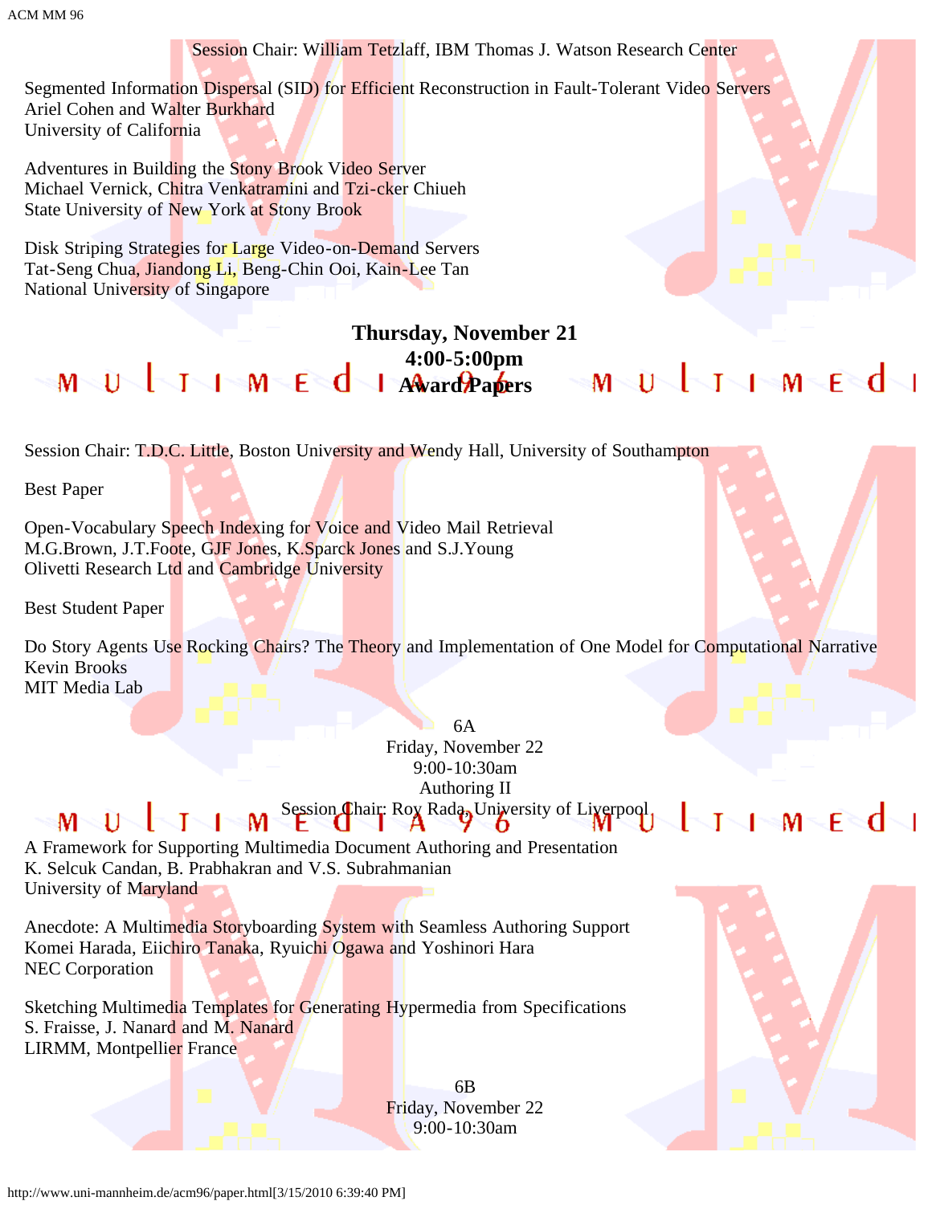Session Chair: William Tetzlaff, IBM Thomas J. Watson Research Center

Segmented Information Dispersal (SID) for Efficient Reconstruction in Fault-Tolerant Video Servers
Ariel Cohen and Walter Burkhard
University of California

Adventures in Building the Stony Brook Video Server
Michael Vernick, Chitra Venkatramini and Tzi-cker Chiueh
State University of New York at Stony Brook

Disk Striping Strategies for Large Video-on-Demand Servers
Tat-Seng Chua, Jiandong Li, Beng-Chin Ooi, Kain-Lee Tan
National University of Singapore

**Thursday, November 21**
**4:00-5:00pm**
**Award Papers**

Session Chair: T.D.C. Little, Boston University and Wendy Hall, University of Southampton

Best Paper

Open-Vocabulary Speech Indexing for Voice and Video Mail Retrieval
M.G.Brown, J.T.Foote, GJF Jones, K.Sparck Jones and S.J.Young
Olivetti Research Ltd and Cambridge University

Best Student Paper

Do Story Agents Use Rocking Chairs? The Theory and Implementation of One Model for Computational Narrative
Kevin Brooks
MIT Media Lab

6A
Friday, November 22
9:00-10:30am
Authoring II
Session Chair: Roy Rada, University of Liverpool

A Framework for Supporting Multimedia Document Authoring and Presentation
K. Selcuk Candan, B. Prabhakran and V.S. Subrahmanian
University of Maryland

Anecdote: A Multimedia Storyboarding System with Seamless Authoring Support
Komei Harada, Eiichiro Tanaka, Ryuichi Ogawa and Yoshinori Hara
NEC Corporation

Sketching Multimedia Templates for Generating Hypermedia from Specifications
S. Fraisse, J. Nanard and M. Nanard
LIRMM, Montpellier France

6B
Friday, November 22
9:00-10:30am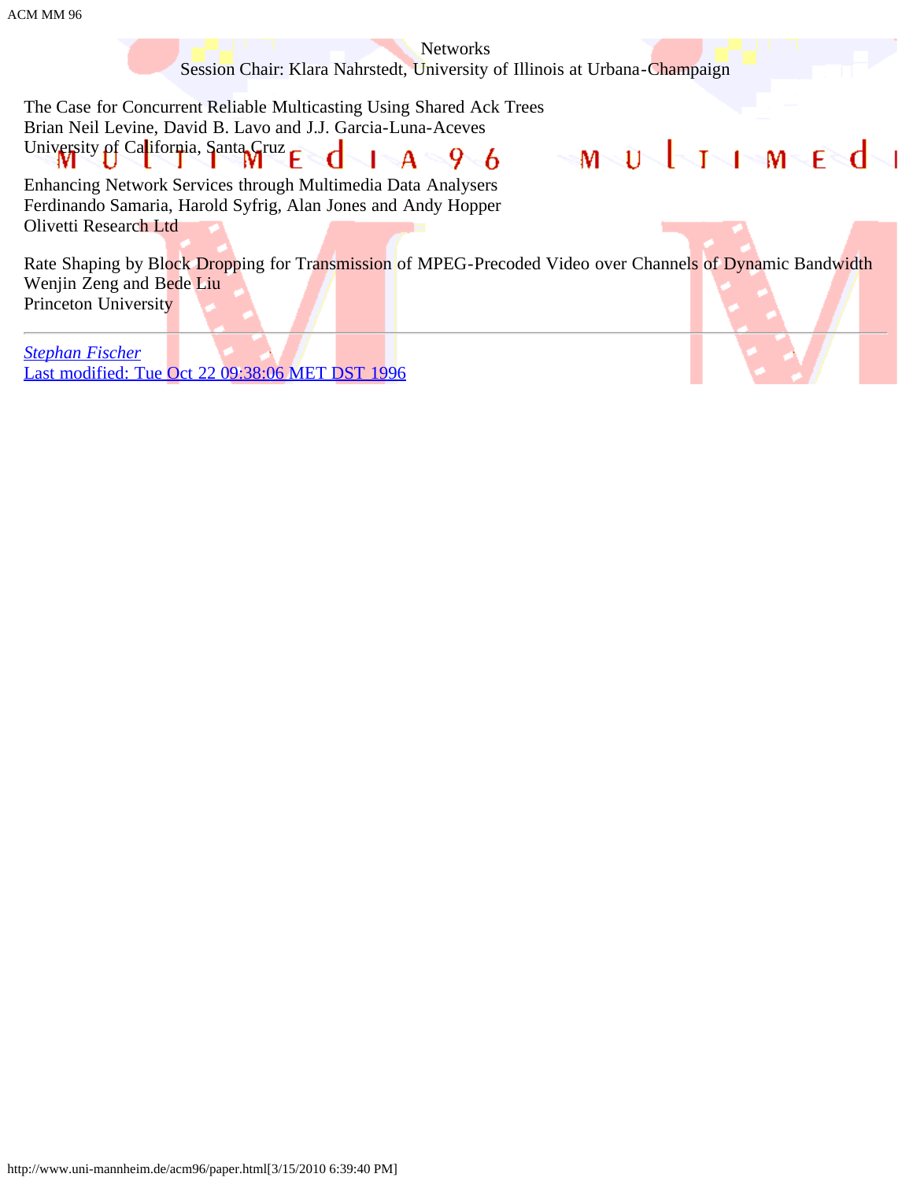## Networks

Session Chair: Klara Nahrstedt, University of Illinois at Urbana-Champaign

The Case for Concurrent Reliable Multicasting Using Shared Ack Trees
Brian Neil Levine, David B. Lavo and J.J. Garcia-Luna-Aceves
University of California, Santa Cruz

Enhancing Network Services through Multimedia Data Analysers
Ferdinando Samaria, Harold Syfrig, Alan Jones and Andy Hopper
Olivetti Research Ltd

Rate Shaping by Block Dropping for Transmission of MPEG-Precoded Video over Channels of Dynamic Bandwidth
Wenjin Zeng and Bede Liu
Princeton University

---

*Stephan Fischer*
Last modified: Tue Oct 22 09:38:06 MET DST 1996